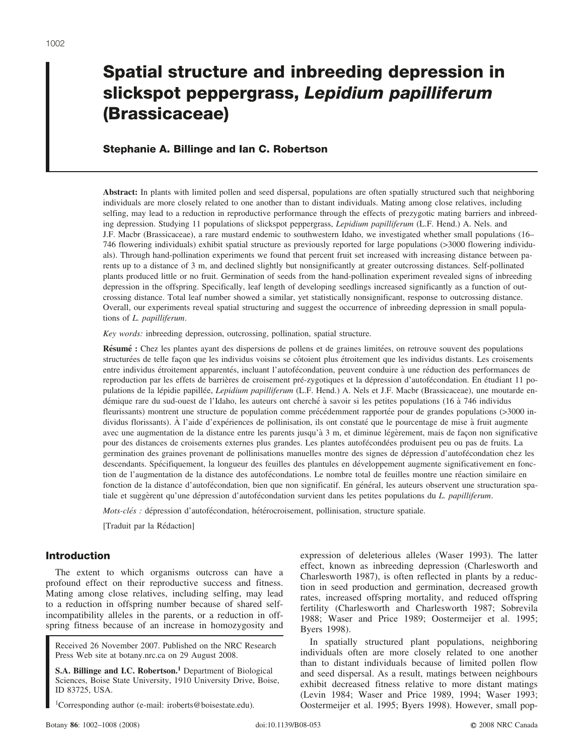# Spatial structure and inbreeding depression in slickspot peppergrass, *Lepidium papilliferum* (Brassicaceae)

**Stephanie A. Billinge and Ian C. Robertson**

**Abstract:** In plants with limited pollen and seed dispersal, populations are often spatially structured such that neighboring individuals are more closely related to one another than to distant individuals. Mating among close relatives, including selfing, may lead to a reduction in reproductive performance through the effects of prezygotic mating barriers and inbreeding depression. Studying 11 populations of slickspot peppergrass, *Lepidium papilliferum* (L.F. Hend.) A. Nels. and J.F. Macbr (Brassicaceae), a rare mustard endemic to southwestern Idaho, we investigated whether small populations (16–746 flowering individuals) exhibit spatial structure as previously reported for large populations (>3000 flowering individuals). Through hand-pollination experiments we found that percent fruit set increased with increasing distance between parents up to a distance of 3 m, and declined slightly but nonsignificantly at greater outcrossing distances. Self-pollinated plants produced little or no fruit. Germination of seeds from the hand-pollination experiment revealed signs of inbreeding depression in the offspring. Specifically, leaf length of developing seedlings increased significantly as a function of outcrossing distance. Total leaf number showed a similar, yet statistically nonsignificant, response to outcrossing distance. Overall, our experiments reveal spatial structuring and suggest the occurrence of inbreeding depression in small populations of *L. papilliferum*.

*Key words:* inbreeding depression, outcrossing, pollination, spatial structure.

**Résumé :** Chez les plantes ayant des dispersions de pollens et de graines limitées, on retrouve souvent des populations structurées de telle façon que les individus voisins se côtoient plus étroitement que les individus distants. Les croisements entre individus étroitement apparentés, incluant l'autofécondation, peuvent conduire à une réduction des performances de reproduction par les effets de barrières de croisement pré-zygotiques et la dépression d'autofécondation. En étudiant 11 populations de la lépidie papillée, *Lepidium papilliferum* (L.F. Hend.) A. Nels et J.F. Macbr (Brassicaceae), une moutarde endémique rare du sud-ouest de l'Idaho, les auteurs ont cherché à savoir si les petites populations (16 à 746 individus fleurissants) montrent une structure de population comme précédemment rapportée pour de grandes populations (>3000 individus florissants). À l'aide d'expériences de pollinisation, ils ont constaté que le pourcentage de mise à fruit augmente avec une augmentation de la distance entre les parents jusqu'à 3 m, et diminue légèrement, mais de façon non significative pour des distances de croisements externes plus grandes. Les plantes autofécondées produisent peu ou pas de fruits. La germination des graines provenant de pollinisations manuelles montre des signes de dépression d'autofécondation chez les descendants. Spécifiquement, la longueur des feuilles des plantules en développement augmente significativement en fonction de l'augmentation de la distance des autofécondations. Le nombre total de feuilles montre une réaction similaire en fonction de la distance d'autofécondation, bien que non significatif. En général, les auteurs observent une structuration spatiale et suggèrent qu'une dépression d'autofécondation survient dans les petites populations du *L. papilliferum*.

*Mots-clés :* dépression d'autofécondation, hétérocroisement, pollinisation, structure spatiale.

[Traduit par la Rédaction]

## Introduction

The extent to which organisms outcross can have a profound effect on their reproductive success and fitness. Mating among close relatives, including selfing, may lead to a reduction in offspring number because of shared self-incompatibility alleles in the parents, or a reduction in offspring fitness because of an increase in homozygosity and expression of deleterious alleles (Waser 1993). The latter effect, known as inbreeding depression (Charlesworth and Charlesworth 1987), is often reflected in plants by a reduction in seed production and germination, decreased growth rates, increased offspring mortality, and reduced offspring fertility (Charlesworth and Charlesworth 1987; Sobrevila 1988; Waser and Price 1989; Oostermeijer et al. 1995; Byers 1998).

In spatially structured plant populations, neighboring individuals often are more closely related to one another than to distant individuals because of limited pollen flow and seed dispersal. As a result, matings between neighbours exhibit decreased fitness relative to more distant matings (Levin 1984; Waser and Price 1989, 1994; Waser 1993; Oostermeijer et al. 1995; Byers 1998). However, small pop-

Received 26 November 2007. Published on the NRC Research Press Web site at botany.nrc.ca on 29 August 2008.

**S.A. Billinge and I.C. Robertson.**[1] Department of Biological Sciences, Boise State University, 1910 University Drive, Boise, ID 83725, USA.

[1]Corresponding author (e-mail: iroberts@boisestate.edu).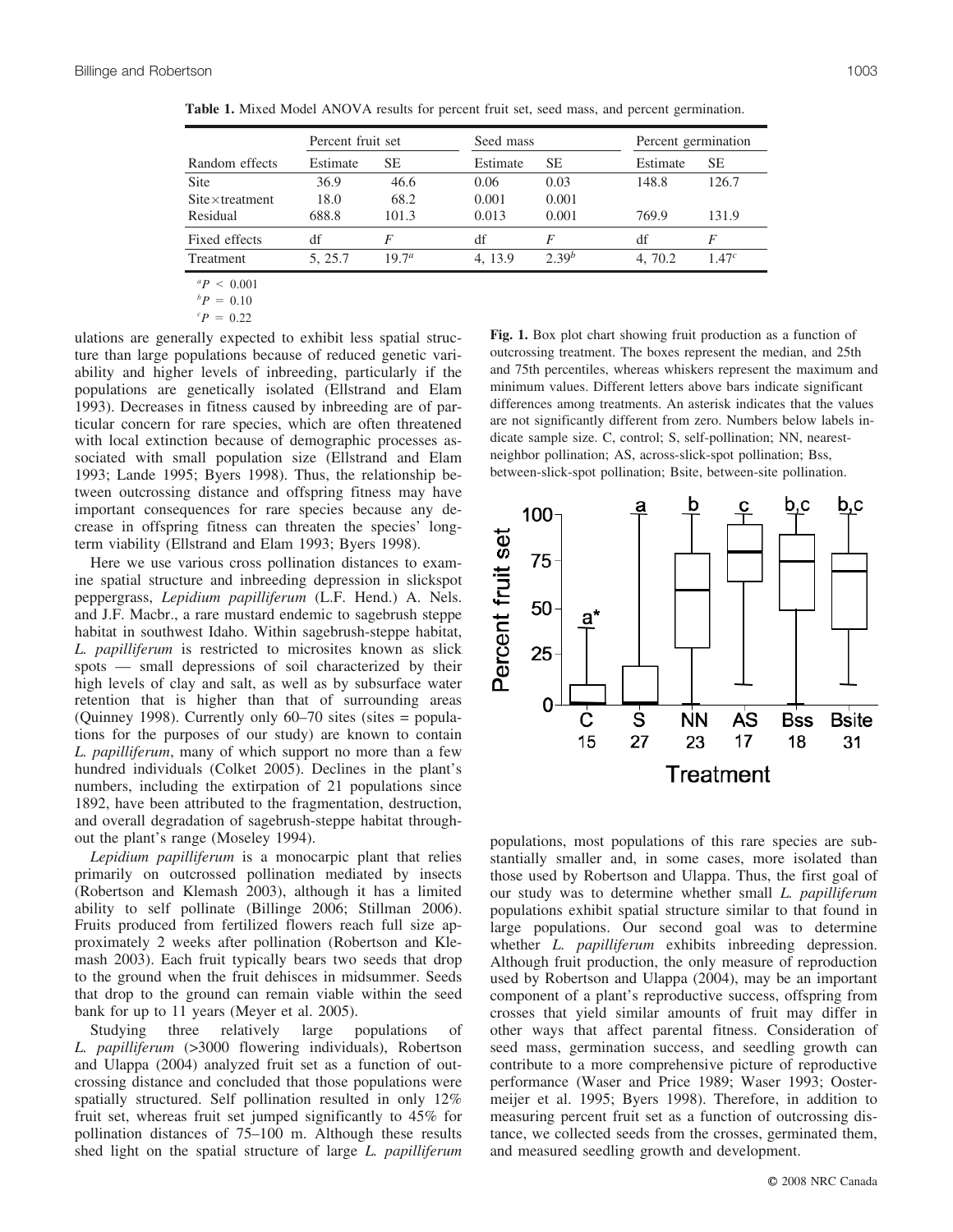**Table 1.** Mixed Model ANOVA results for percent fruit set, seed mass, and percent germination.

| | Percent fruit set | | Seed mass | | Percent germination | |
|---|---|---|---|---|---|---|
| Random effects | Estimate | SE | Estimate | SE | Estimate | SE |
| Site | 36.9 | 46.6 | 0.06 | 0.03 | 148.8 | 126.7 |
| Site×treatment | 18.0 | 68.2 | 0.001 | 0.001 | | |
| Residual | 688.8 | 101.3 | 0.013 | 0.001 | 769.9 | 131.9 |
| Fixed effects | df | $F$ | df | $F$ | df | $F$ |
| Treatment | 5, 25.7 | 19.7[a] | 4, 13.9 | 2.39[b] | 4, 70.2 | 1.47[c] |

[a] $P < 0.001$
[b] $P = 0.10$
[c] $P = 0.22$

ulations are generally expected to exhibit less spatial structure than large populations because of reduced genetic variability and higher levels of inbreeding, particularly if the populations are genetically isolated (Ellstrand and Elam 1993). Decreases in fitness caused by inbreeding are of particular concern for rare species, which are often threatened with local extinction because of demographic processes associated with small population size (Ellstrand and Elam 1993; Lande 1995; Byers 1998). Thus, the relationship between outcrossing distance and offspring fitness may have important consequences for rare species because any decrease in offspring fitness can threaten the species' long-term viability (Ellstrand and Elam 1993; Byers 1998).

Here we use various cross pollination distances to examine spatial structure and inbreeding depression in slickspot peppergrass, *Lepidium papilliferum* (L.F. Hend.) A. Nels. and J.F. Macbr., a rare mustard endemic to sagebrush steppe habitat in southwest Idaho. Within sagebrush-steppe habitat, *L. papilliferum* is restricted to microsites known as slick spots — small depressions of soil characterized by their high levels of clay and salt, as well as by subsurface water retention that is higher than that of surrounding areas (Quinney 1998). Currently only 60–70 sites (sites = populations for the purposes of our study) are known to contain *L. papilliferum*, many of which support no more than a few hundred individuals (Colket 2005). Declines in the plant's numbers, including the extirpation of 21 populations since 1892, have been attributed to the fragmentation, destruction, and overall degradation of sagebrush-steppe habitat throughout the plant's range (Moseley 1994).

*Lepidium papilliferum* is a monocarpic plant that relies primarily on outcrossed pollination mediated by insects (Robertson and Klemash 2003), although it has a limited ability to self pollinate (Billinge 2006; Stillman 2006). Fruits produced from fertilized flowers reach full size approximately 2 weeks after pollination (Robertson and Klemash 2003). Each fruit typically bears two seeds that drop to the ground when the fruit dehisces in midsummer. Seeds that drop to the ground can remain viable within the seed bank for up to 11 years (Meyer et al. 2005).

Studying three relatively large populations of *L. papilliferum* (>3000 flowering individuals), Robertson and Ulappa (2004) analyzed fruit set as a function of outcrossing distance and concluded that those populations were spatially structured. Self pollination resulted in only 12% fruit set, whereas fruit set jumped significantly to 45% for pollination distances of 75–100 m. Although these results shed light on the spatial structure of large *L. papilliferum* populations, most populations of this rare species are substantially smaller and, in some cases, more isolated than those used by Robertson and Ulappa. Thus, the first goal of our study was to determine whether small *L. papilliferum* populations exhibit spatial structure similar to that found in large populations. Our second goal was to determine whether *L. papilliferum* exhibits inbreeding depression. Although fruit production, the only measure of reproduction used by Robertson and Ulappa (2004), may be an important component of a plant's reproductive success, offspring from crosses that yield similar amounts of fruit may differ in other ways that affect parental fitness. Consideration of seed mass, germination success, and seedling growth can contribute to a more comprehensive picture of reproductive performance (Waser and Price 1989; Waser 1993; Oostermeijer et al. 1995; Byers 1998). Therefore, in addition to measuring percent fruit set as a function of outcrossing distance, we collected seeds from the crosses, germinated them, and measured seedling growth and development.

**Fig. 1.** Box plot chart showing fruit production as a function of outcrossing treatment. The boxes represent the median, and 25th and 75th percentiles, whereas whiskers represent the maximum and minimum values. Different letters above bars indicate significant differences among treatments. An asterisk indicates that the values are not significantly different from zero. Numbers below labels indicate sample size. C, control; S, self-pollination; NN, nearest-neighbor pollination; AS, across-slick-spot pollination; Bss, between-slick-spot pollination; Bsite, between-site pollination.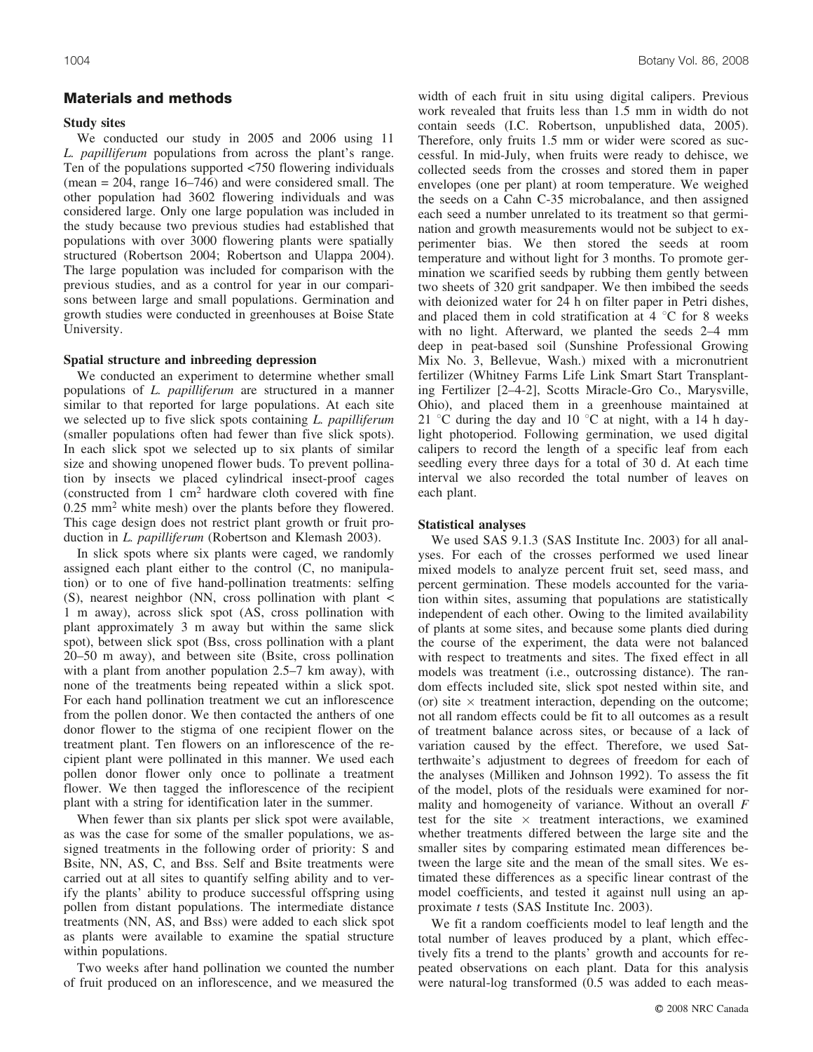## Materials and methods

### Study sites

We conducted our study in 2005 and 2006 using 11 *L. papilliferum* populations from across the plant's range. Ten of the populations supported <750 flowering individuals (mean = 204, range 16–746) and were considered small. The other population had 3602 flowering individuals and was considered large. Only one large population was included in the study because two previous studies had established that populations with over 3000 flowering plants were spatially structured (Robertson 2004; Robertson and Ulappa 2004). The large population was included for comparison with the previous studies, and as a control for year in our comparisons between large and small populations. Germination and growth studies were conducted in greenhouses at Boise State University.

### Spatial structure and inbreeding depression

We conducted an experiment to determine whether small populations of *L. papilliferum* are structured in a manner similar to that reported for large populations. At each site we selected up to five slick spots containing *L. papilliferum* (smaller populations often had fewer than five slick spots). In each slick spot we selected up to six plants of similar size and showing unopened flower buds. To prevent pollination by insects we placed cylindrical insect-proof cages (constructed from 1 $cm^2$ hardware cloth covered with fine 0.25 $mm^2$ white mesh) over the plants before they flowered. This cage design does not restrict plant growth or fruit production in *L. papilliferum* (Robertson and Klemash 2003).

In slick spots where six plants were caged, we randomly assigned each plant either to the control (C, no manipulation) or to one of five hand-pollination treatments: selfing (S), nearest neighbor (NN, cross pollination with plant < 1 m away), across slick spot (AS, cross pollination with plant approximately 3 m away but within the same slick spot), between slick spot (Bss, cross pollination with a plant 20–50 m away), and between site (Bsite, cross pollination with a plant from another population 2.5–7 km away), with none of the treatments being repeated within a slick spot. For each hand pollination treatment we cut an inflorescence from the pollen donor. We then contacted the anthers of one donor flower to the stigma of one recipient flower on the treatment plant. Ten flowers on an inflorescence of the recipient plant were pollinated in this manner. We used each pollen donor flower only once to pollinate a treatment flower. We then tagged the inflorescence of the recipient plant with a string for identification later in the summer.

When fewer than six plants per slick spot were available, as was the case for some of the smaller populations, we assigned treatments in the following order of priority: S and Bsite, NN, AS, C, and Bss. Self and Bsite treatments were carried out at all sites to quantify selfing ability and to verify the plants' ability to produce successful offspring using pollen from distant populations. The intermediate distance treatments (NN, AS, and Bss) were added to each slick spot as plants were available to examine the spatial structure within populations.

Two weeks after hand pollination we counted the number of fruit produced on an inflorescence, and we measured the width of each fruit in situ using digital calipers. Previous work revealed that fruits less than 1.5 mm in width do not contain seeds (I.C. Robertson, unpublished data, 2005). Therefore, only fruits 1.5 mm or wider were scored as successful. In mid-July, when fruits were ready to dehisce, we collected seeds from the crosses and stored them in paper envelopes (one per plant) at room temperature. We weighed the seeds on a Cahn C-35 microbalance, and then assigned each seed a number unrelated to its treatment so that germination and growth measurements would not be subject to experimenter bias. We then stored the seeds at room temperature and without light for 3 months. To promote germination we scarified seeds by rubbing them gently between two sheets of 320 grit sandpaper. We then imbibed the seeds with deionized water for 24 h on filter paper in Petri dishes, and placed them in cold stratification at 4 °C for 8 weeks with no light. Afterward, we planted the seeds 2–4 mm deep in peat-based soil (Sunshine Professional Growing Mix No. 3, Bellevue, Wash.) mixed with a micronutrient fertilizer (Whitney Farms Life Link Smart Start Transplanting Fertilizer [2–4-2], Scotts Miracle-Gro Co., Marysville, Ohio), and placed them in a greenhouse maintained at 21 °C during the day and 10 °C at night, with a 14 h daylight photoperiod. Following germination, we used digital calipers to record the length of a specific leaf from each seedling every three days for a total of 30 d. At each time interval we also recorded the total number of leaves on each plant.

### Statistical analyses

We used SAS 9.1.3 (SAS Institute Inc. 2003) for all analyses. For each of the crosses performed we used linear mixed models to analyze percent fruit set, seed mass, and percent germination. These models accounted for the variation within sites, assuming that populations are statistically independent of each other. Owing to the limited availability of plants at some sites, and because some plants died during the course of the experiment, the data were not balanced with respect to treatments and sites. The fixed effect in all models was treatment (i.e., outcrossing distance). The random effects included site, slick spot nested within site, and (or) site × treatment interaction, depending on the outcome; not all random effects could be fit to all outcomes as a result of treatment balance across sites, or because of a lack of variation caused by the effect. Therefore, we used Satterthwaite's adjustment to degrees of freedom for each of the analyses (Milliken and Johnson 1992). To assess the fit of the model, plots of the residuals were examined for normality and homogeneity of variance. Without an overall $F$ test for the site × treatment interactions, we examined whether treatments differed between the large site and the smaller sites by comparing estimated mean differences between the large site and the mean of the small sites. We estimated these differences as a specific linear contrast of the model coefficients, and tested it against null using an approximate $t$ tests (SAS Institute Inc. 2003).

We fit a random coefficients model to leaf length and the total number of leaves produced by a plant, which effectively fits a trend to the plants' growth and accounts for repeated observations on each plant. Data for this analysis were natural-log transformed (0.5 was added to each meas-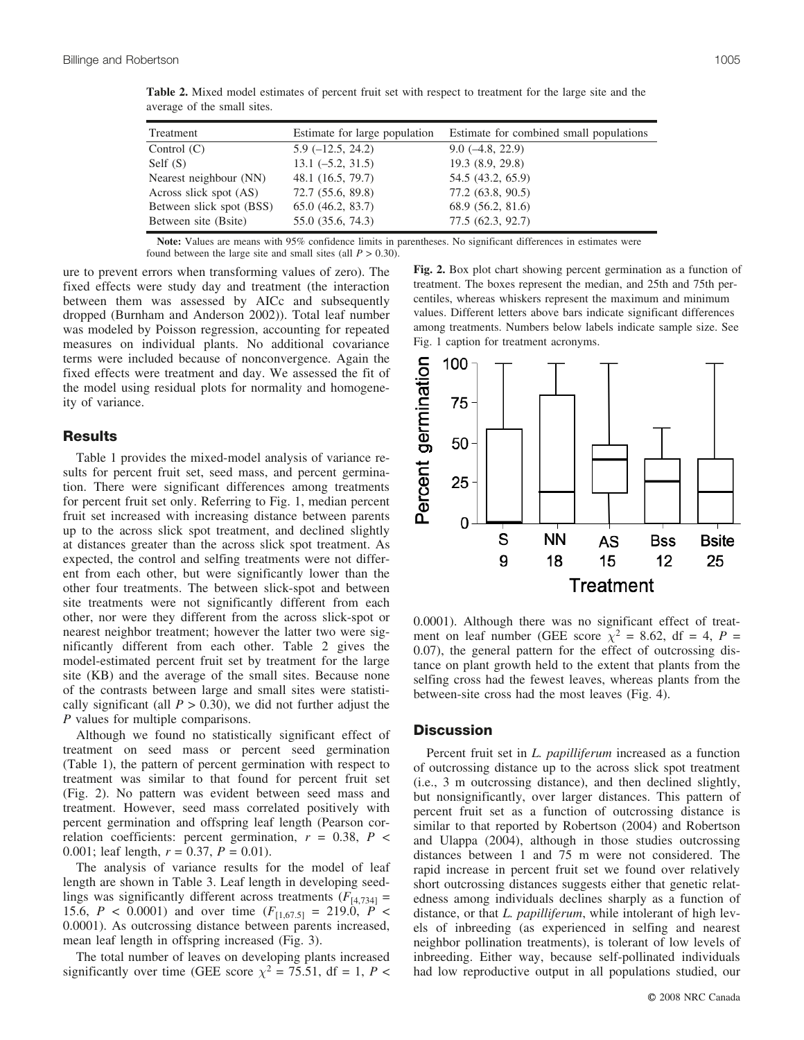**Table 2.** Mixed model estimates of percent fruit set with respect to treatment for the large site and the average of the small sites.

| Treatment | Estimate for large population | Estimate for combined small populations |
|---|---|---|
| Control (C) | 5.9 (–12.5, 24.2) | 9.0 (–4.8, 22.9) |
| Self (S) | 13.1 (–5.2, 31.5) | 19.3 (8.9, 29.8) |
| Nearest neighbour (NN) | 48.1 (16.5, 79.7) | 54.5 (43.2, 65.9) |
| Across slick spot (AS) | 72.7 (55.6, 89.8) | 77.2 (63.8, 90.5) |
| Between slick spot (BSS) | 65.0 (46.2, 83.7) | 68.9 (56.2, 81.6) |
| Between site (Bsite) | 55.0 (35.6, 74.3) | 77.5 (62.3, 92.7) |

**Note:** Values are means with 95% confidence limits in parentheses. No significant differences in estimates were found between the large site and small sites (all $P > 0.30$).

ure to prevent errors when transforming values of zero). The fixed effects were study day and treatment (the interaction between them was assessed by AICc and subsequently dropped (Burnham and Anderson 2002)). Total leaf number was modeled by Poisson regression, accounting for repeated measures on individual plants. No additional covariance terms were included because of nonconvergence. Again the fixed effects were treatment and day. We assessed the fit of the model using residual plots for normality and homogeneity of variance.

## Results

Table 1 provides the mixed-model analysis of variance results for percent fruit set, seed mass, and percent germination. There were significant differences among treatments for percent fruit set only. Referring to Fig. 1, median percent fruit set increased with increasing distance between parents up to the across slick spot treatment, and declined slightly at distances greater than the across slick spot treatment. As expected, the control and selfing treatments were not different from each other, but were significantly lower than the other four treatments. The between slick-spot and between site treatments were not significantly different from each other, nor were they different from the across slick-spot or nearest neighbor treatment; however the latter two were significantly different from each other. Table 2 gives the model-estimated percent fruit set by treatment for the large site (KB) and the average of the small sites. Because none of the contrasts between large and small sites were statistically significant (all $P > 0.30$), we did not further adjust the $P$ values for multiple comparisons.

Although we found no statistically significant effect of treatment on seed mass or percent seed germination (Table 1), the pattern of percent germination with respect to treatment was similar to that found for percent fruit set (Fig. 2). No pattern was evident between seed mass and treatment. However, seed mass correlated positively with percent germination and offspring leaf length (Pearson correlation coefficients: percent germination, $r = 0.38$, $P < 0.001$; leaf length, $r = 0.37$, $P = 0.01$).

The analysis of variance results for the model of leaf length are shown in Table 3. Leaf length in developing seedlings was significantly different across treatments ($F_{[4,734]} = 15.6$, $P < 0.0001$) and over time ($F_{[1,67.5]} = 219.0$, $P < 0.0001$). As outcrossing distance between parents increased, mean leaf length in offspring increased (Fig. 3).

The total number of leaves on developing plants increased significantly over time (GEE score $\chi^2 = 75.51$, df = 1, $P < 0.0001$). Although there was no significant effect of treatment on leaf number (GEE score $\chi^2 = 8.62$, df = 4, $P = 0.07$), the general pattern for the effect of outcrossing distance on plant growth held to the extent that plants from the selfing cross had the fewest leaves, whereas plants from the between-site cross had the most leaves (Fig. 4).

**Fig. 2.** Box plot chart showing percent germination as a function of treatment. The boxes represent the median, and 25th and 75th percentiles, whereas whiskers represent the maximum and minimum values. Different letters above bars indicate significant differences among treatments. Numbers below labels indicate sample size. See Fig. 1 caption for treatment acronyms.

## Discussion

Percent fruit set in *L. papilliferum* increased as a function of outcrossing distance up to the across slick spot treatment (i.e., 3 m outcrossing distance), and then declined slightly, but nonsignificantly, over larger distances. This pattern of percent fruit set as a function of outcrossing distance is similar to that reported by Robertson (2004) and Robertson and Ulappa (2004), although in those studies outcrossing distances between 1 and 75 m were not considered. The rapid increase in percent fruit set we found over relatively short outcrossing distances suggests either that genetic relatedness among individuals declines sharply as a function of distance, or that *L. papilliferum*, while intolerant of high levels of inbreeding (as experienced in selfing and nearest neighbor pollination treatments), is tolerant of low levels of inbreeding. Either way, because self-pollinated individuals had low reproductive output in all populations studied, our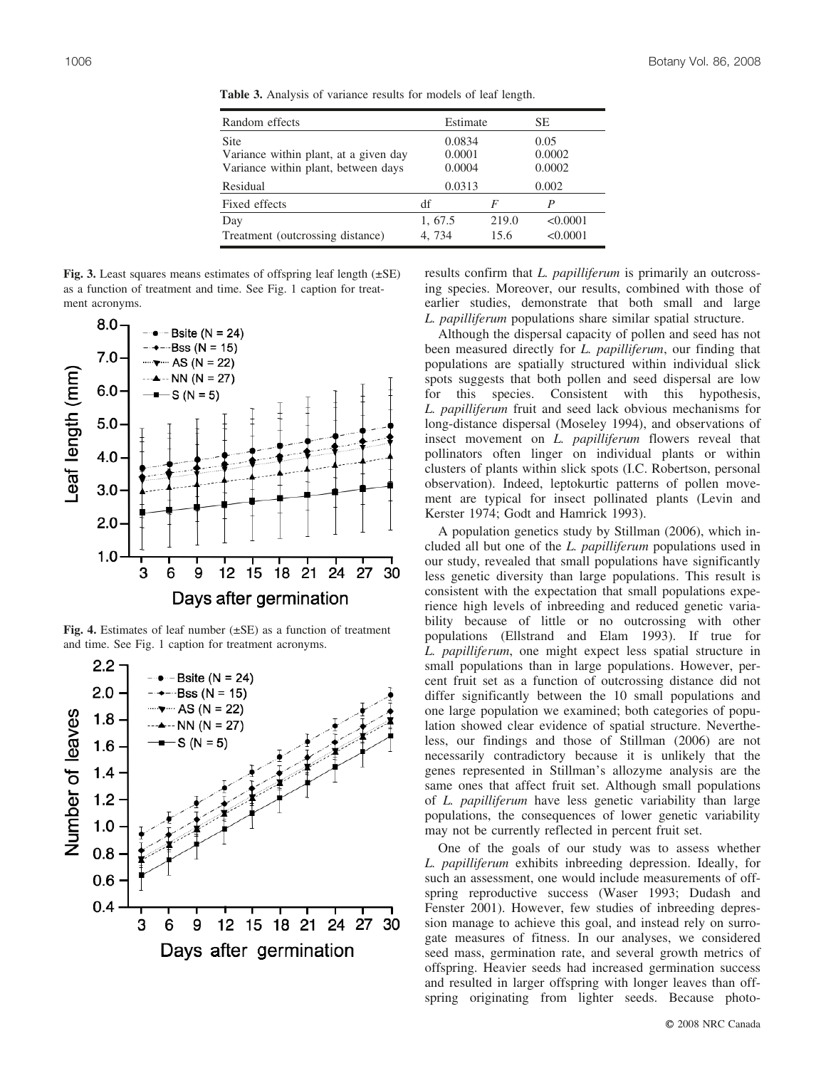**Table 3.** Analysis of variance results for models of leaf length.

| Random effects | Estimate | | SE |
|---|---|---|---|
| Site | 0.0834 | | 0.05 |
| Variance within plant, at a given day | 0.0001 | | 0.0002 |
| Variance within plant, between days | 0.0004 | | 0.0002 |
| Residual | 0.0313 | | 0.002 |
| **Fixed effects** | **df** | ***F*** | ***P*** |
| Day | 1, 67.5 | 219.0 | <0.0001 |
| Treatment (outcrossing distance) | 4, 734 | 15.6 | <0.0001 |

**Fig. 3.** Least squares means estimates of offspring leaf length (±SE) as a function of treatment and time. See Fig. 1 caption for treatment acronyms.

**Fig. 4.** Estimates of leaf number (±SE) as a function of treatment and time. See Fig. 1 caption for treatment acronyms.

results confirm that *L. papilliferum* is primarily an outcrossing species. Moreover, our results, combined with those of earlier studies, demonstrate that both small and large *L. papilliferum* populations share similar spatial structure.

Although the dispersal capacity of pollen and seed has not been measured directly for *L. papilliferum*, our finding that populations are spatially structured within individual slick spots suggests that both pollen and seed dispersal are low for this species. Consistent with this hypothesis, *L. papilliferum* fruit and seed lack obvious mechanisms for long-distance dispersal (Moseley 1994), and observations of insect movement on *L. papilliferum* flowers reveal that pollinators often linger on individual plants or within clusters of plants within slick spots (I.C. Robertson, personal observation). Indeed, leptokurtic patterns of pollen movement are typical for insect pollinated plants (Levin and Kerster 1974; Godt and Hamrick 1993).

A population genetics study by Stillman (2006), which included all but one of the *L. papilliferum* populations used in our study, revealed that small populations have significantly less genetic diversity than large populations. This result is consistent with the expectation that small populations experience high levels of inbreeding and reduced genetic variability because of little or no outcrossing with other populations (Ellstrand and Elam 1993). If true for *L. papilliferum*, one might expect less spatial structure in small populations than in large populations. However, percent fruit set as a function of outcrossing distance did not differ significantly between the 10 small populations and one large population we examined; both categories of population showed clear evidence of spatial structure. Nevertheless, our findings and those of Stillman (2006) are not necessarily contradictory because it is unlikely that the genes represented in Stillman's allozyme analysis are the same ones that affect fruit set. Although small populations of *L. papilliferum* have less genetic variability than large populations, the consequences of lower genetic variability may not be currently reflected in percent fruit set.

One of the goals of our study was to assess whether *L. papilliferum* exhibits inbreeding depression. Ideally, for such an assessment, one would include measurements of offspring reproductive success (Waser 1993; Dudash and Fenster 2001). However, few studies of inbreeding depression manage to achieve this goal, and instead rely on surrogate measures of fitness. In our analyses, we considered seed mass, germination rate, and several growth metrics of offspring. Heavier seeds had increased germination success and resulted in larger offspring with longer leaves than offspring originating from lighter seeds. Because photo-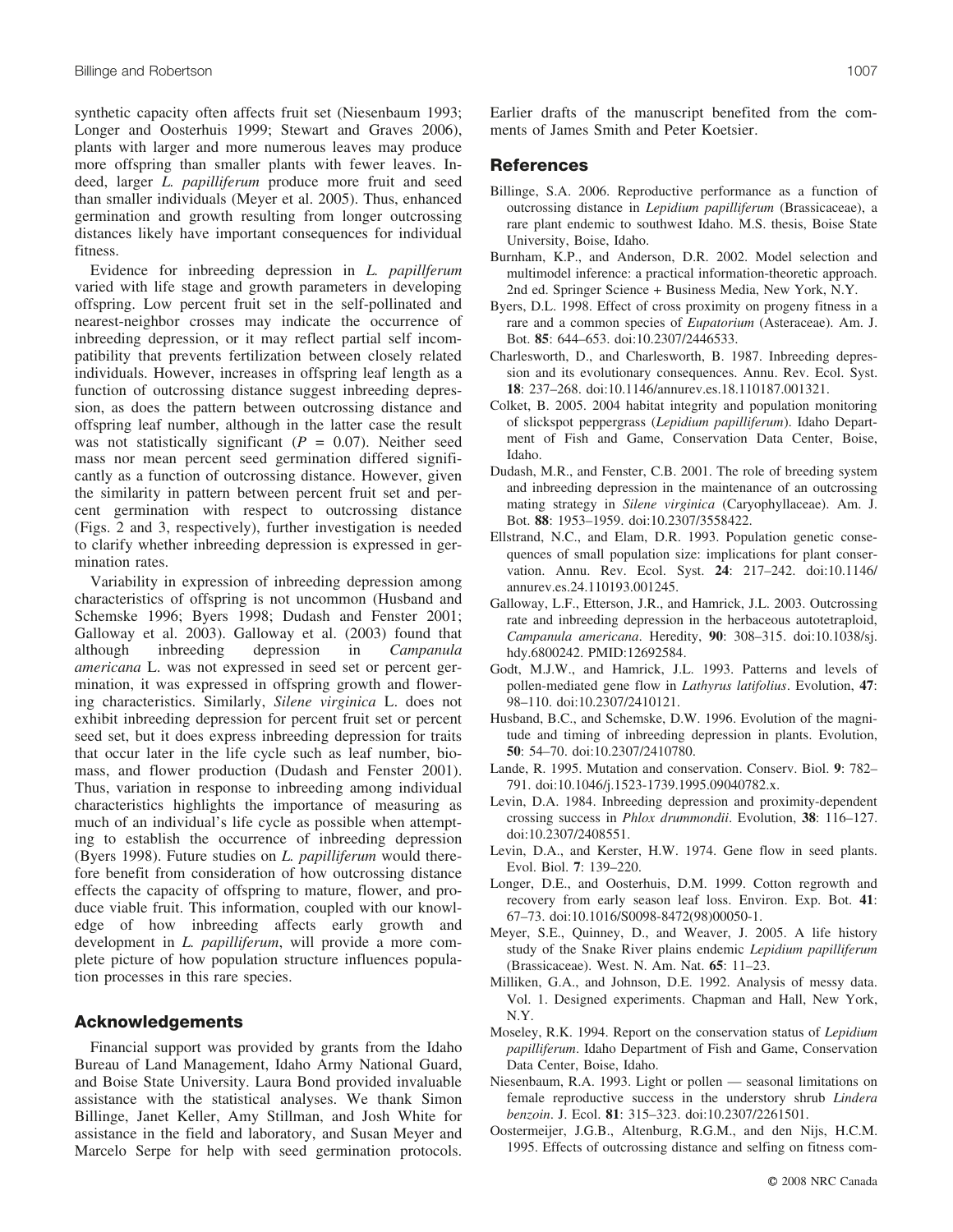synthetic capacity often affects fruit set (Niesenbaum 1993; Longer and Oosterhuis 1999; Stewart and Graves 2006), plants with larger and more numerous leaves may produce more offspring than smaller plants with fewer leaves. Indeed, larger *L. papilliferum* produce more fruit and seed than smaller individuals (Meyer et al. 2005). Thus, enhanced germination and growth resulting from longer outcrossing distances likely have important consequences for individual fitness.

Evidence for inbreeding depression in *L. papillferum* varied with life stage and growth parameters in developing offspring. Low percent fruit set in the self-pollinated and nearest-neighbor crosses may indicate the occurrence of inbreeding depression, or it may reflect partial self incompatibility that prevents fertilization between closely related individuals. However, increases in offspring leaf length as a function of outcrossing distance suggest inbreeding depression, as does the pattern between outcrossing distance and offspring leaf number, although in the latter case the result was not statistically significant ($P = 0.07$). Neither seed mass nor mean percent seed germination differed significantly as a function of outcrossing distance. However, given the similarity in pattern between percent fruit set and percent germination with respect to outcrossing distance (Figs. 2 and 3, respectively), further investigation is needed to clarify whether inbreeding depression is expressed in germination rates.

Variability in expression of inbreeding depression among characteristics of offspring is not uncommon (Husband and Schemske 1996; Byers 1998; Dudash and Fenster 2001; Galloway et al. 2003). Galloway et al. (2003) found that although inbreeding depression in *Campanula americana* L. was not expressed in seed set or percent germination, it was expressed in offspring growth and flowering characteristics. Similarly, *Silene virginica* L. does not exhibit inbreeding depression for percent fruit set or percent seed set, but it does express inbreeding depression for traits that occur later in the life cycle such as leaf number, biomass, and flower production (Dudash and Fenster 2001). Thus, variation in response to inbreeding among individual characteristics highlights the importance of measuring as much of an individual's life cycle as possible when attempting to establish the occurrence of inbreeding depression (Byers 1998). Future studies on *L. papilliferum* would therefore benefit from consideration of how outcrossing distance effects the capacity of offspring to mature, flower, and produce viable fruit. This information, coupled with our knowledge of how inbreeding affects early growth and development in *L. papilliferum*, will provide a more complete picture of how population structure influences population processes in this rare species.

## Acknowledgements

Financial support was provided by grants from the Idaho Bureau of Land Management, Idaho Army National Guard, and Boise State University. Laura Bond provided invaluable assistance with the statistical analyses. We thank Simon Billinge, Janet Keller, Amy Stillman, and Josh White for assistance in the field and laboratory, and Susan Meyer and Marcelo Serpe for help with seed germination protocols. Earlier drafts of the manuscript benefited from the comments of James Smith and Peter Koetsier.

## References

Billinge, S.A. 2006. Reproductive performance as a function of outcrossing distance in *Lepidium papilliferum* (Brassicaceae), a rare plant endemic to southwest Idaho. M.S. thesis, Boise State University, Boise, Idaho.

Burnham, K.P., and Anderson, D.R. 2002. Model selection and multimodel inference: a practical information-theoretic approach. 2nd ed. Springer Science + Business Media, New York, N.Y.

Byers, D.L. 1998. Effect of cross proximity on progeny fitness in a rare and a common species of *Eupatorium* (Asteraceae). Am. J. Bot. **85**: 644–653. doi:10.2307/2446533.

Charlesworth, D., and Charlesworth, B. 1987. Inbreeding depression and its evolutionary consequences. Annu. Rev. Ecol. Syst. **18**: 237–268. doi:10.1146/annurev.es.18.110187.001321.

Colket, B. 2005. 2004 habitat integrity and population monitoring of slickspot peppergrass (*Lepidium papilliferum*). Idaho Department of Fish and Game, Conservation Data Center, Boise, Idaho.

Dudash, M.R., and Fenster, C.B. 2001. The role of breeding system and inbreeding depression in the maintenance of an outcrossing mating strategy in *Silene virginica* (Caryophyllaceae). Am. J. Bot. **88**: 1953–1959. doi:10.2307/3558422.

Ellstrand, N.C., and Elam, D.R. 1993. Population genetic consequences of small population size: implications for plant conservation. Annu. Rev. Ecol. Syst. **24**: 217–242. doi:10.1146/annurev.es.24.110193.001245.

Galloway, L.F., Etterson, J.R., and Hamrick, J.L. 2003. Outcrossing rate and inbreeding depression in the herbaceous autotetraploid, *Campanula americana*. Heredity, **90**: 308–315. doi:10.1038/sj.hdy.6800242. PMID:12692584.

Godt, M.J.W., and Hamrick, J.L. 1993. Patterns and levels of pollen-mediated gene flow in *Lathyrus latifolius*. Evolution, **47**: 98–110. doi:10.2307/2410121.

Husband, B.C., and Schemske, D.W. 1996. Evolution of the magnitude and timing of inbreeding depression in plants. Evolution, **50**: 54–70. doi:10.2307/2410780.

Lande, R. 1995. Mutation and conservation. Conserv. Biol. **9**: 782–791. doi:10.1046/j.1523-1739.1995.09040782.x.

Levin, D.A. 1984. Inbreeding depression and proximity-dependent crossing success in *Phlox drummondii*. Evolution, **38**: 116–127. doi:10.2307/2408551.

Levin, D.A., and Kerster, H.W. 1974. Gene flow in seed plants. Evol. Biol. **7**: 139–220.

Longer, D.E., and Oosterhuis, D.M. 1999. Cotton regrowth and recovery from early season leaf loss. Environ. Exp. Bot. **41**: 67–73. doi:10.1016/S0098-8472(98)00050-1.

Meyer, S.E., Quinney, D., and Weaver, J. 2005. A life history study of the Snake River plains endemic *Lepidium papilliferum* (Brassicaceae). West. N. Am. Nat. **65**: 11–23.

Milliken, G.A., and Johnson, D.E. 1992. Analysis of messy data. Vol. 1. Designed experiments. Chapman and Hall, New York, N.Y.

Moseley, R.K. 1994. Report on the conservation status of *Lepidium papilliferum*. Idaho Department of Fish and Game, Conservation Data Center, Boise, Idaho.

Niesenbaum, R.A. 1993. Light or pollen — seasonal limitations on female reproductive success in the understory shrub *Lindera benzoin*. J. Ecol. **81**: 315–323. doi:10.2307/2261501.

Oostermeijer, J.G.B., Altenburg, R.G.M., and den Nijs, H.C.M. 1995. Effects of outcrossing distance and selfing on fitness com-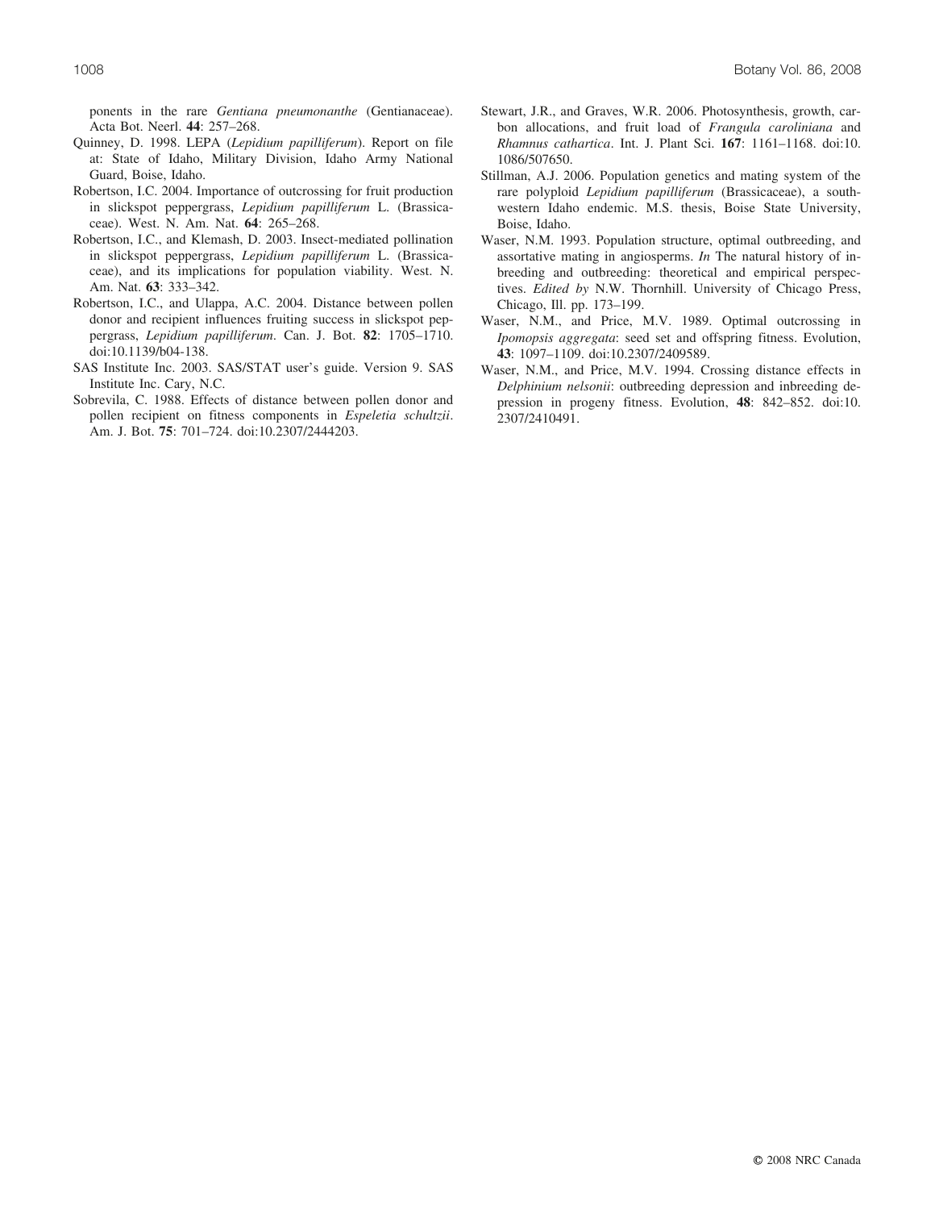ponents in the rare *Gentiana pneumonanthe* (Gentianaceae). Acta Bot. Neerl. **44**: 257–268.

Quinney, D. 1998. LEPA (*Lepidium papilliferum*). Report on file at: State of Idaho, Military Division, Idaho Army National Guard, Boise, Idaho.

Robertson, I.C. 2004. Importance of outcrossing for fruit production in slickspot peppergrass, *Lepidium papilliferum* L. (Brassicaceae). West. N. Am. Nat. **64**: 265–268.

Robertson, I.C., and Klemash, D. 2003. Insect-mediated pollination in slickspot peppergrass, *Lepidium papilliferum* L. (Brassicaceae), and its implications for population viability. West. N. Am. Nat. **63**: 333–342.

Robertson, I.C., and Ulappa, A.C. 2004. Distance between pollen donor and recipient influences fruiting success in slickspot peppergrass, *Lepidium papilliferum*. Can. J. Bot. **82**: 1705–1710. doi:10.1139/b04-138.

SAS Institute Inc. 2003. SAS/STAT user's guide. Version 9. SAS Institute Inc. Cary, N.C.

Sobrevila, C. 1988. Effects of distance between pollen donor and pollen recipient on fitness components in *Espeletia schultzii*. Am. J. Bot. **75**: 701–724. doi:10.2307/2444203.

Stewart, J.R., and Graves, W.R. 2006. Photosynthesis, growth, carbon allocations, and fruit load of *Frangula caroliniana* and *Rhamnus cathartica*. Int. J. Plant Sci. **167**: 1161–1168. doi:10.1086/507650.

Stillman, A.J. 2006. Population genetics and mating system of the rare polyploid *Lepidium papilliferum* (Brassicaceae), a southwestern Idaho endemic. M.S. thesis, Boise State University, Boise, Idaho.

Waser, N.M. 1993. Population structure, optimal outbreeding, and assortative mating in angiosperms. *In* The natural history of inbreeding and outbreeding: theoretical and empirical perspectives. *Edited by* N.W. Thornhill. University of Chicago Press, Chicago, Ill. pp. 173–199.

Waser, N.M., and Price, M.V. 1989. Optimal outcrossing in *Ipomopsis aggregata*: seed set and offspring fitness. Evolution, **43**: 1097–1109. doi:10.2307/2409589.

Waser, N.M., and Price, M.V. 1994. Crossing distance effects in *Delphinium nelsonii*: outbreeding depression and inbreeding depression in progeny fitness. Evolution, **48**: 842–852. doi:10.2307/2410491.